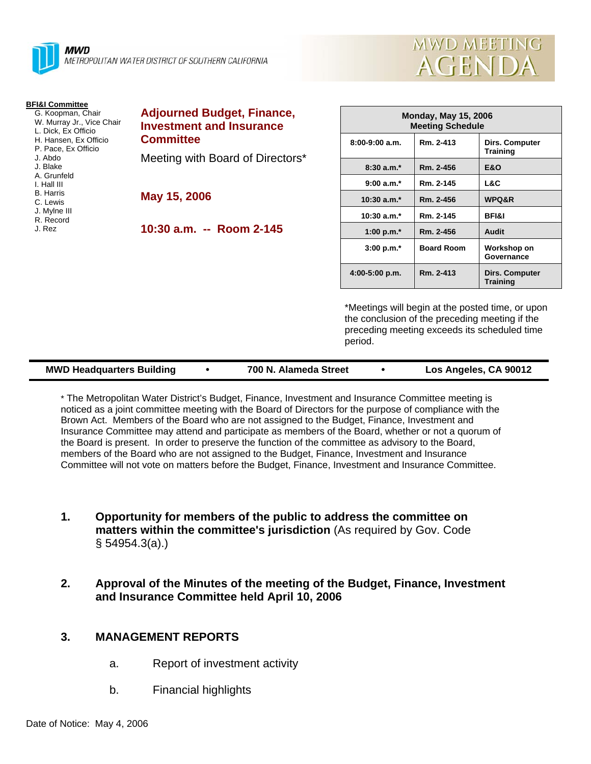**MWD**
METROPOLITAN WATER DISTRICT OF SOUTHERN CALIFORNIA

# MWD MEETING AGENDA

**BFI&I Committee**
- G. Koopman, Chair
- W. Murray Jr., Vice Chair
- L. Dick, Ex Officio
- H. Hansen, Ex Officio
- P. Pace, Ex Officio
- J. Abdo
- J. Blake
- A. Grunfeld
- I. Hall III
- B. Harris
- C. Lewis
- J. Mylne III
- R. Record
- J. Rez

## Adjourned Budget, Finance, Investment and Insurance Committee

Meeting with Board of Directors*

**May 15, 2006**

**10:30 a.m. -- Room 2-145**

| Monday, May 15, 2006 Meeting Schedule | | |
|---|---|---|
| 8:00-9:00 a.m. | Rm. 2-413 | Dirs. Computer Training |
| 8:30 a.m.* | Rm. 2-456 | E&O |
| 9:00 a.m.* | Rm. 2-145 | L&C |
| 10:30 a.m.* | Rm. 2-456 | WPQ&R |
| 10:30 a.m.* | Rm. 2-145 | BFI&I |
| 1:00 p.m.* | Rm. 2-456 | Audit |
| 3:00 p.m.* | Board Room | Workshop on Governance |
| 4:00-5:00 p.m. | Rm. 2-413 | Dirs. Computer Training |

*Meetings will begin at the posted time, or upon the conclusion of the preceding meeting if the preceding meeting exceeds its scheduled time period.

**MWD Headquarters Building • 700 N. Alameda Street • Los Angeles, CA 90012**

* The Metropolitan Water District's Budget, Finance, Investment and Insurance Committee meeting is noticed as a joint committee meeting with the Board of Directors for the purpose of compliance with the Brown Act. Members of the Board who are not assigned to the Budget, Finance, Investment and Insurance Committee may attend and participate as members of the Board, whether or not a quorum of the Board is present. In order to preserve the function of the committee as advisory to the Board, members of the Board who are not assigned to the Budget, Finance, Investment and Insurance Committee will not vote on matters before the Budget, Finance, Investment and Insurance Committee.

1. **Opportunity for members of the public to address the committee on matters within the committee's jurisdiction** (As required by Gov. Code § 54954.3(a).)

2. **Approval of the Minutes of the meeting of the Budget, Finance, Investment and Insurance Committee held April 10, 2006**

3. **MANAGEMENT REPORTS**

   a. Report of investment activity

   b. Financial highlights

Date of Notice: May 4, 2006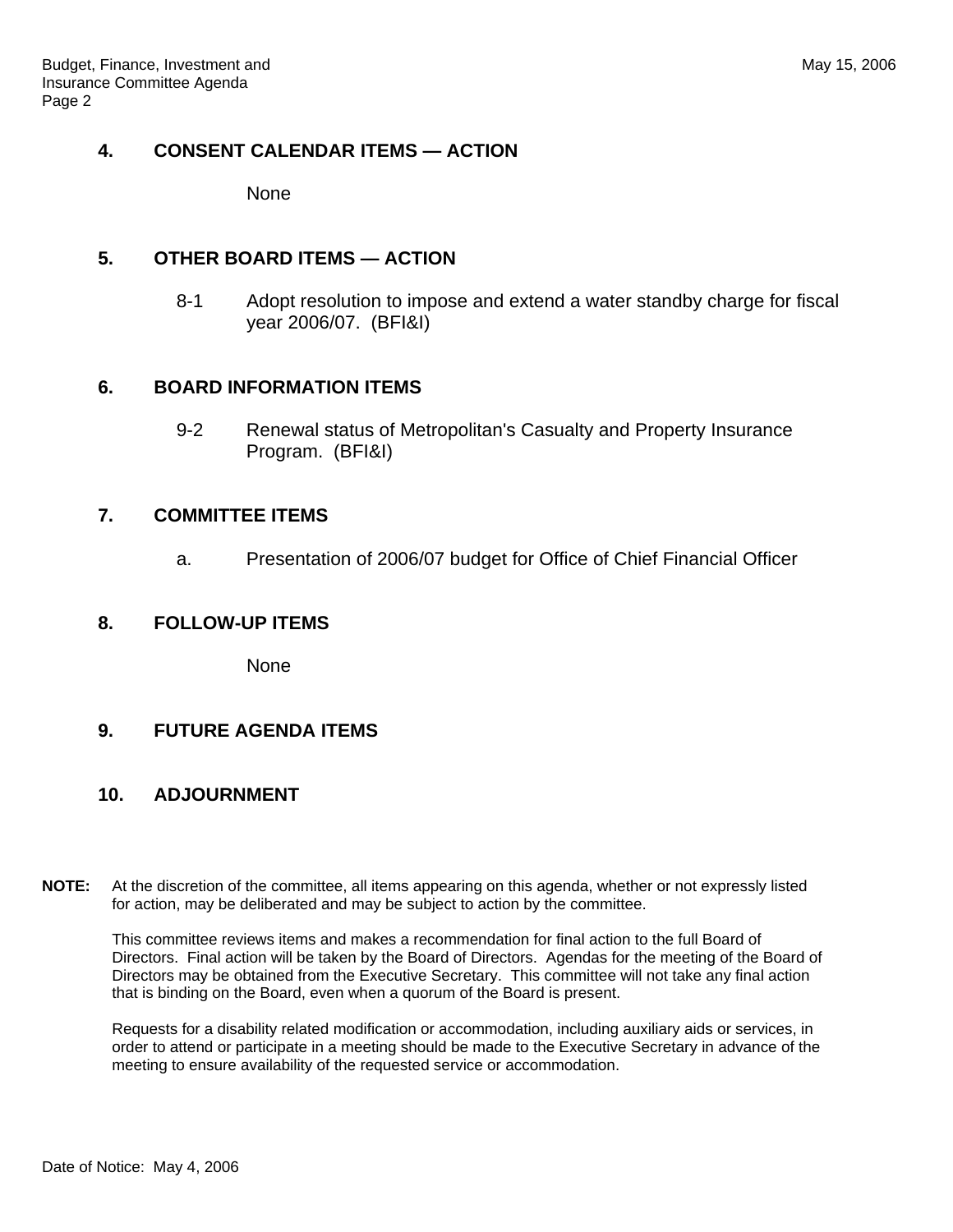## 4. CONSENT CALENDAR ITEMS — ACTION

None

## 5. OTHER BOARD ITEMS — ACTION

8-1 Adopt resolution to impose and extend a water standby charge for fiscal year 2006/07. (BFI&I)

## 6. BOARD INFORMATION ITEMS

9-2 Renewal status of Metropolitan's Casualty and Property Insurance Program. (BFI&I)

## 7. COMMITTEE ITEMS

a. Presentation of 2006/07 budget for Office of Chief Financial Officer

## 8. FOLLOW-UP ITEMS

None

## 9. FUTURE AGENDA ITEMS

## 10. ADJOURNMENT

**NOTE:** At the discretion of the committee, all items appearing on this agenda, whether or not expressly listed for action, may be deliberated and may be subject to action by the committee.

This committee reviews items and makes a recommendation for final action to the full Board of Directors. Final action will be taken by the Board of Directors. Agendas for the meeting of the Board of Directors may be obtained from the Executive Secretary. This committee will not take any final action that is binding on the Board, even when a quorum of the Board is present.

Requests for a disability related modification or accommodation, including auxiliary aids or services, in order to attend or participate in a meeting should be made to the Executive Secretary in advance of the meeting to ensure availability of the requested service or accommodation.

Date of Notice: May 4, 2006